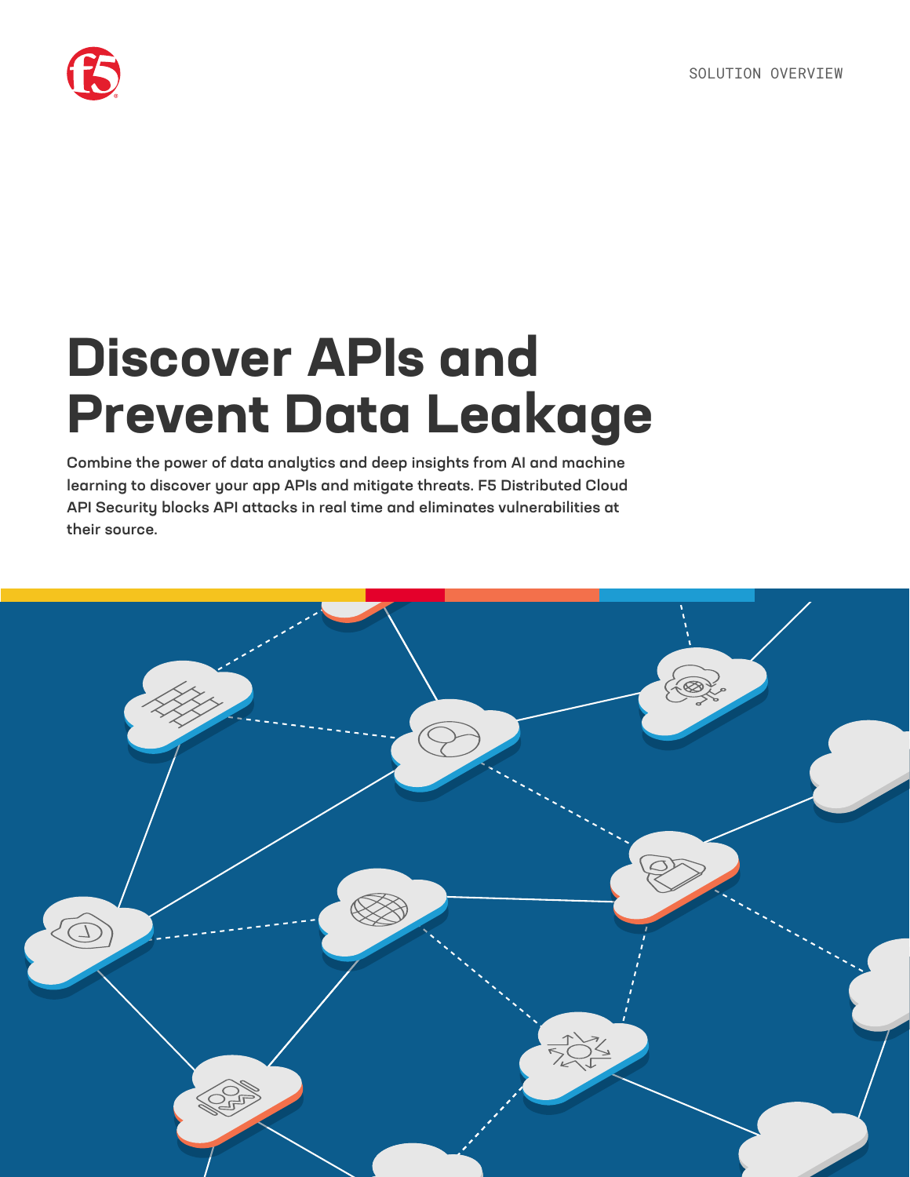SOLUTION OVERVIEW

# Discover APIs and Prevent Data Leakage

**Combine the power of data analytics and deep insights from AI and machine learning to discover your app APIs and mitigate threats. F5 Distributed Cloud API Security blocks API attacks in real time and eliminates vulnerabilities at their source.**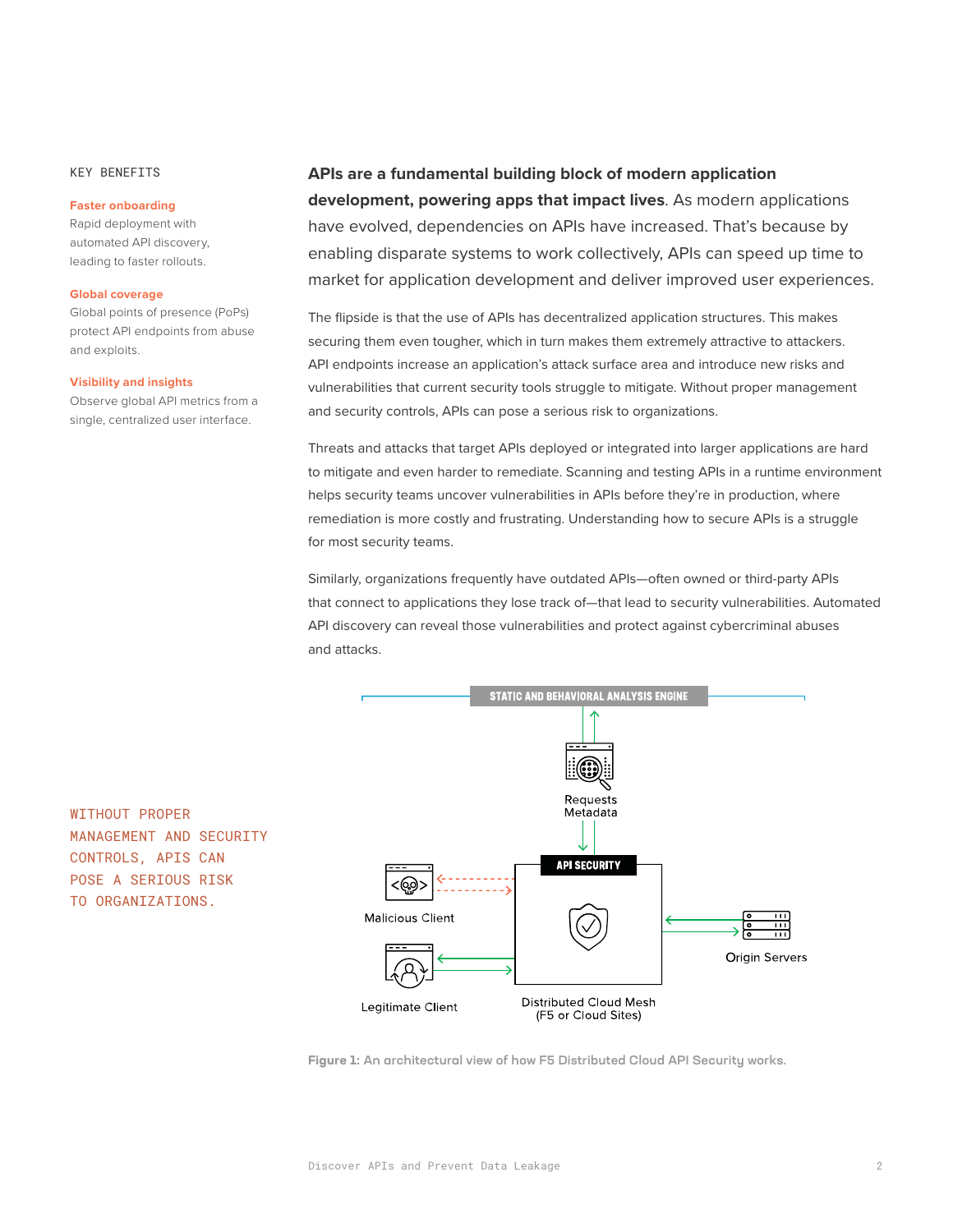KEY BENEFITS

**Faster onboarding**
Rapid deployment with automated API discovery, leading to faster rollouts.

**Global coverage**
Global points of presence (PoPs) protect API endpoints from abuse and exploits.

**Visibility and insights**
Observe global API metrics from a single, centralized user interface.

**APIs are a fundamental building block of modern application development, powering apps that impact lives.** As modern applications have evolved, dependencies on APIs have increased. That's because by enabling disparate systems to work collectively, APIs can speed up time to market for application development and deliver improved user experiences.

The flipside is that the use of APIs has decentralized application structures. This makes securing them even tougher, which in turn makes them extremely attractive to attackers. API endpoints increase an application's attack surface area and introduce new risks and vulnerabilities that current security tools struggle to mitigate. Without proper management and security controls, APIs can pose a serious risk to organizations.

Threats and attacks that target APIs deployed or integrated into larger applications are hard to mitigate and even harder to remediate. Scanning and testing APIs in a runtime environment helps security teams uncover vulnerabilities in APIs before they're in production, where remediation is more costly and frustrating. Understanding how to secure APIs is a struggle for most security teams.

Similarly, organizations frequently have outdated APIs—often owned or third-party APIs that connect to applications they lose track of—that lead to security vulnerabilities. Automated API discovery can reveal those vulnerabilities and protect against cybercriminal abuses and attacks.

WITHOUT PROPER MANAGEMENT AND SECURITY CONTROLS, APIS CAN POSE A SERIOUS RISK TO ORGANIZATIONS.

STATIC AND BEHAVIORAL ANALYSIS ENGINE

Requests Metadata

API SECURITY

Malicious Client

Legitimate Client

Origin Servers

Distributed Cloud Mesh (F5 or Cloud Sites)

**Figure 1:** An architectural view of how F5 Distributed Cloud API Security works.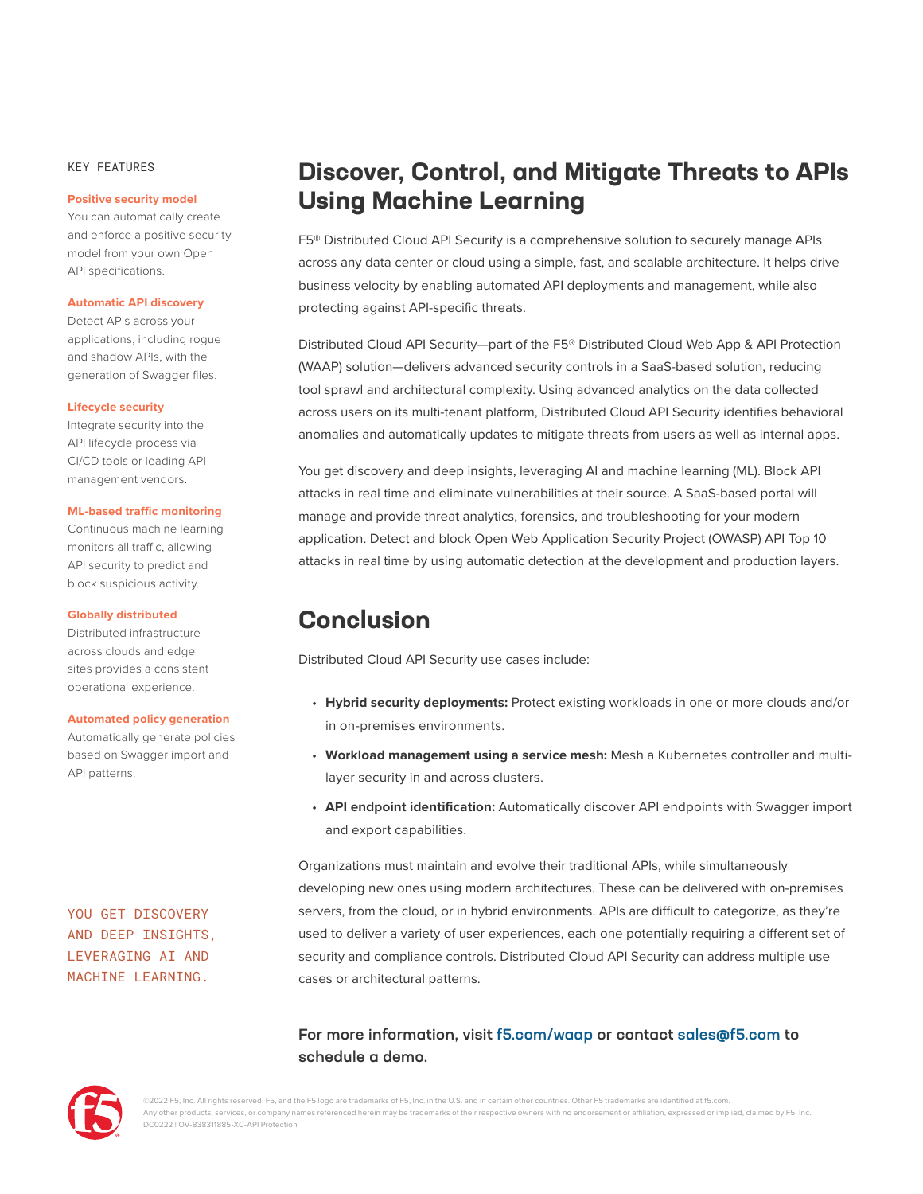KEY FEATURES

**Positive security model**
You can automatically create and enforce a positive security model from your own Open API specifications.

**Automatic API discovery**
Detect APIs across your applications, including rogue and shadow APIs, with the generation of Swagger files.

**Lifecycle security**
Integrate security into the API lifecycle process via CI/CD tools or leading API management vendors.

**ML-based traffic monitoring**
Continuous machine learning monitors all traffic, allowing API security to predict and block suspicious activity.

**Globally distributed**
Distributed infrastructure across clouds and edge sites provides a consistent operational experience.

**Automated policy generation**
Automatically generate policies based on Swagger import and API patterns.

YOU GET DISCOVERY AND DEEP INSIGHTS, LEVERAGING AI AND MACHINE LEARNING.

## Discover, Control, and Mitigate Threats to APIs Using Machine Learning

F5® Distributed Cloud API Security is a comprehensive solution to securely manage APIs across any data center or cloud using a simple, fast, and scalable architecture. It helps drive business velocity by enabling automated API deployments and management, while also protecting against API-specific threats.

Distributed Cloud API Security—part of the F5® Distributed Cloud Web App & API Protection (WAAP) solution—delivers advanced security controls in a SaaS-based solution, reducing tool sprawl and architectural complexity. Using advanced analytics on the data collected across users on its multi-tenant platform, Distributed Cloud API Security identifies behavioral anomalies and automatically updates to mitigate threats from users as well as internal apps.

You get discovery and deep insights, leveraging AI and machine learning (ML). Block API attacks in real time and eliminate vulnerabilities at their source. A SaaS-based portal will manage and provide threat analytics, forensics, and troubleshooting for your modern application. Detect and block Open Web Application Security Project (OWASP) API Top 10 attacks in real time by using automatic detection at the development and production layers.

## Conclusion

Distributed Cloud API Security use cases include:

- **Hybrid security deployments:** Protect existing workloads in one or more clouds and/or in on-premises environments.
- **Workload management using a service mesh:** Mesh a Kubernetes controller and multi-layer security in and across clusters.
- **API endpoint identification:** Automatically discover API endpoints with Swagger import and export capabilities.

Organizations must maintain and evolve their traditional APIs, while simultaneously developing new ones using modern architectures. These can be delivered with on-premises servers, from the cloud, or in hybrid environments. APIs are difficult to categorize, as they're used to deliver a variety of user experiences, each one potentially requiring a different set of security and compliance controls. Distributed Cloud API Security can address multiple use cases or architectural patterns.

**For more information, visit f5.com/waap or contact sales@f5.com to schedule a demo.**

©2022 F5, Inc. All rights reserved. F5, and the F5 logo are trademarks of F5, Inc. in the U.S. and in certain other countries. Other F5 trademarks are identified at f5.com. Any other products, services, or company names referenced herein may be trademarks of their respective owners with no endorsement or affiliation, expressed or implied, claimed by F5, Inc.
DC0222 | OV-838311885-XC-API Protection